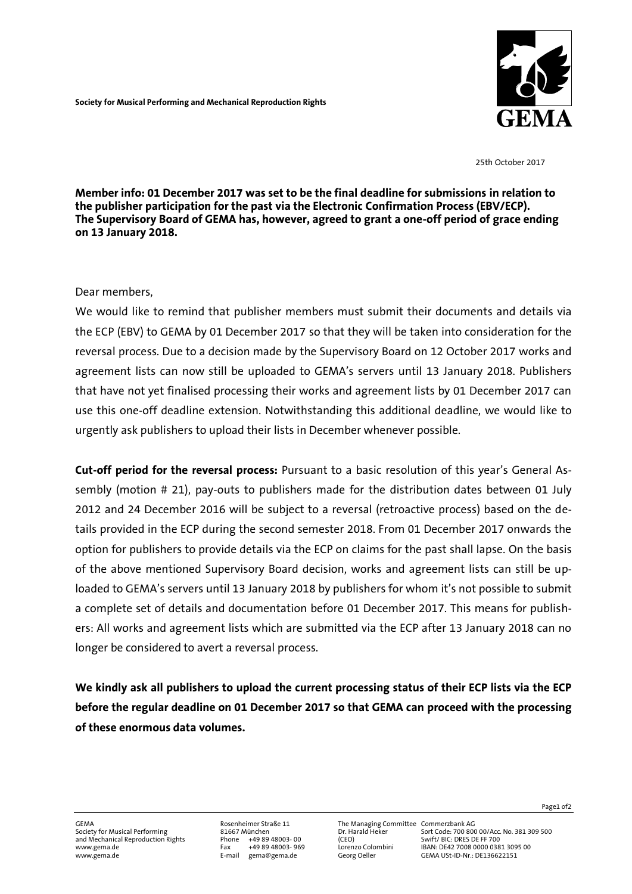**Society for Musical Performing and Mechanical Reproduction Rights**

25th October 2017

**Member info: 01 December 2017 was set to be the final deadline for submissions in relation to the publisher participation for the past via the Electronic Confirmation Process (EBV/ECP). The Supervisory Board of GEMA has, however, agreed to grant a one-off period of grace ending on 13 January 2018.**

Dear members,

We would like to remind that publisher members must submit their documents and details via the ECP (EBV) to GEMA by 01 December 2017 so that they will be taken into consideration for the reversal process. Due to a decision made by the Supervisory Board on 12 October 2017 works and agreement lists can now still be uploaded to GEMA's servers until 13 January 2018. Publishers that have not yet finalised processing their works and agreement lists by 01 December 2017 can use this one-off deadline extension. Notwithstanding this additional deadline, we would like to urgently ask publishers to upload their lists in December whenever possible.

**Cut-off period for the reversal process:** Pursuant to a basic resolution of this year's General Assembly (motion # 21), pay-outs to publishers made for the distribution dates between 01 July 2012 and 24 December 2016 will be subject to a reversal (retroactive process) based on the details provided in the ECP during the second semester 2018. From 01 December 2017 onwards the option for publishers to provide details via the ECP on claims for the past shall lapse. On the basis of the above mentioned Supervisory Board decision, works and agreement lists can still be uploaded to GEMA's servers until 13 January 2018 by publishers for whom it's not possible to submit a complete set of details and documentation before 01 December 2017. This means for publishers: All works and agreement lists which are submitted via the ECP after 13 January 2018 can no longer be considered to avert a reversal process.

**We kindly ask all publishers to upload the current processing status of their ECP lists via the ECP before the regular deadline on 01 December 2017 so that GEMA can proceed with the processing of these enormous data volumes.**

GEMA
Society for Musical Performing
and Mechanical Reproduction Rights
www.gema.de
www.gema.de

Rosenheimer Straße 11
81667 München
Phone +49 89 48003- 00
Fax +49 89 48003- 969
E-mail gema@gema.de

The Managing Committee
Dr. Harald Heker
(CEO)
Lorenzo Colombini
Georg Oeller

Commerzbank AG
Sort Code: 700 800 00/Acc. No. 381 309 500
Swift/ BIC: DRES DE FF 700
IBAN: DE42 7008 0000 0381 3095 00
GEMA USt-ID-Nr.: DE136622151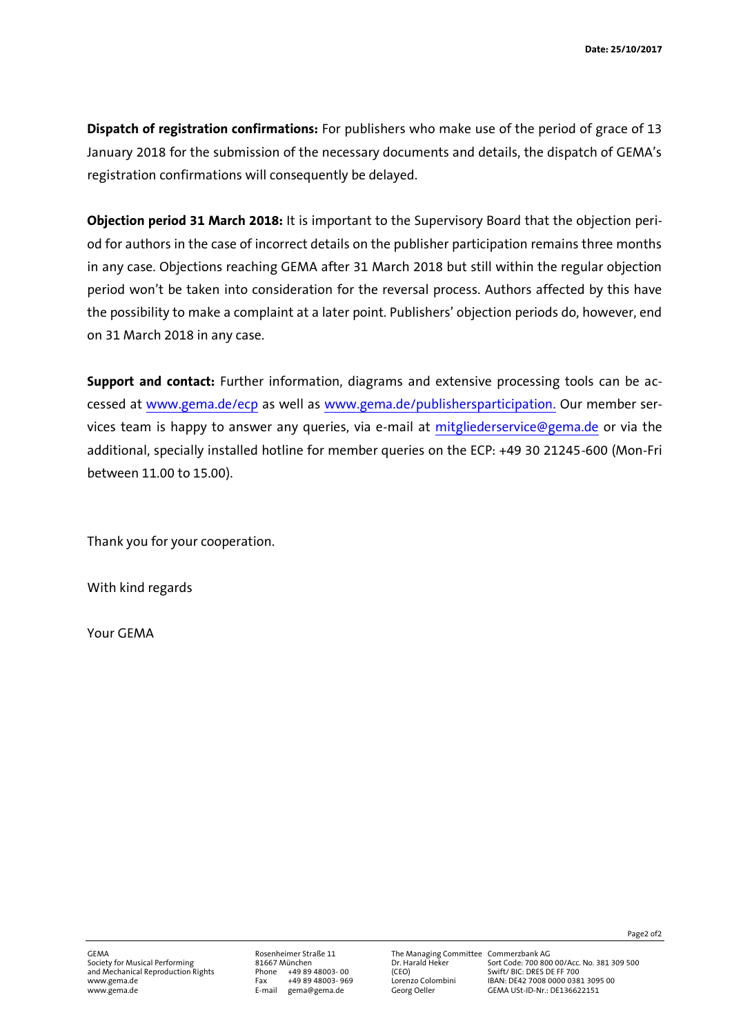**Date: 25/10/2017**

**Dispatch of registration confirmations:** For publishers who make use of the period of grace of 13 January 2018 for the submission of the necessary documents and details, the dispatch of GEMA's registration confirmations will consequently be delayed.

**Objection period 31 March 2018:** It is important to the Supervisory Board that the objection period for authors in the case of incorrect details on the publisher participation remains three months in any case. Objections reaching GEMA after 31 March 2018 but still within the regular objection period won't be taken into consideration for the reversal process. Authors affected by this have the possibility to make a complaint at a later point. Publishers' objection periods do, however, end on 31 March 2018 in any case.

**Support and contact:** Further information, diagrams and extensive processing tools can be accessed at www.gema.de/ecp as well as www.gema.de/publishersparticipation. Our member services team is happy to answer any queries, via e-mail at mitgliederservice@gema.de or via the additional, specially installed hotline for member queries on the ECP: +49 30 21245-600 (Mon-Fri between 11.00 to 15.00).

Thank you for your cooperation.

With kind regards

Your GEMA

GEMA
Society for Musical Performing and Mechanical Reproduction Rights
www.gema.de
www.gema.de

Rosenheimer Straße 11
81667 München
Phone +49 89 48003- 00
Fax +49 89 48003- 969
E-mail gema@gema.de

The Managing Committee
Dr. Harald Heker (CEO)
Lorenzo Colombini
Georg Oeller

Commerzbank AG
Sort Code: 700 800 00/Acc. No. 381 309 500
Swift/ BIC: DRES DE FF 700
IBAN: DE42 7008 0000 0381 3095 00
GEMA USt-ID-Nr.: DE136622151